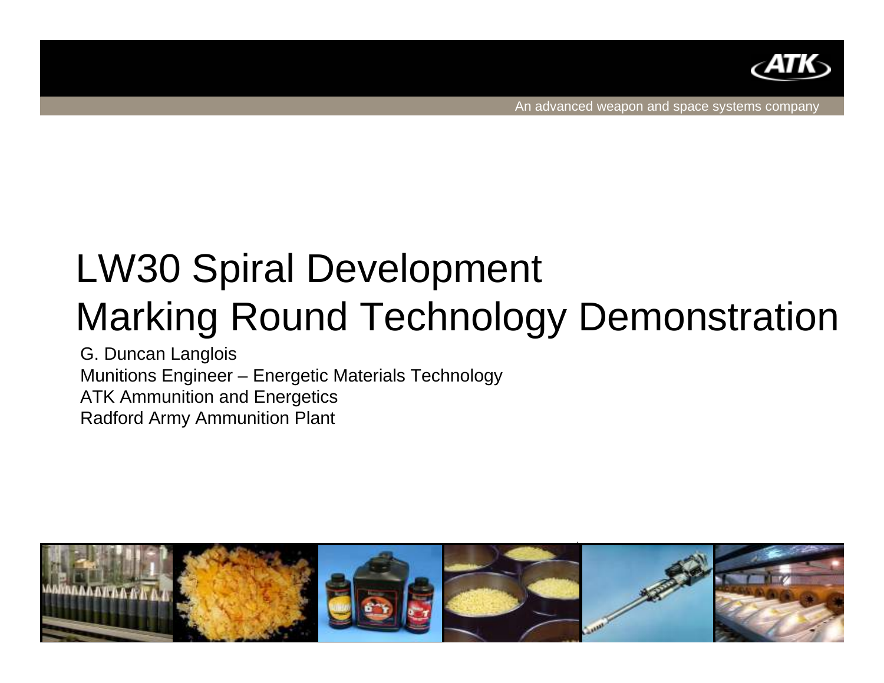# LW30 Spiral Development
# Marking Round Technology Demonstration

G. Duncan Langlois
Munitions Engineer – Energetic Materials Technology
ATK Ammunition and Energetics
Radford Army Ammunition Plant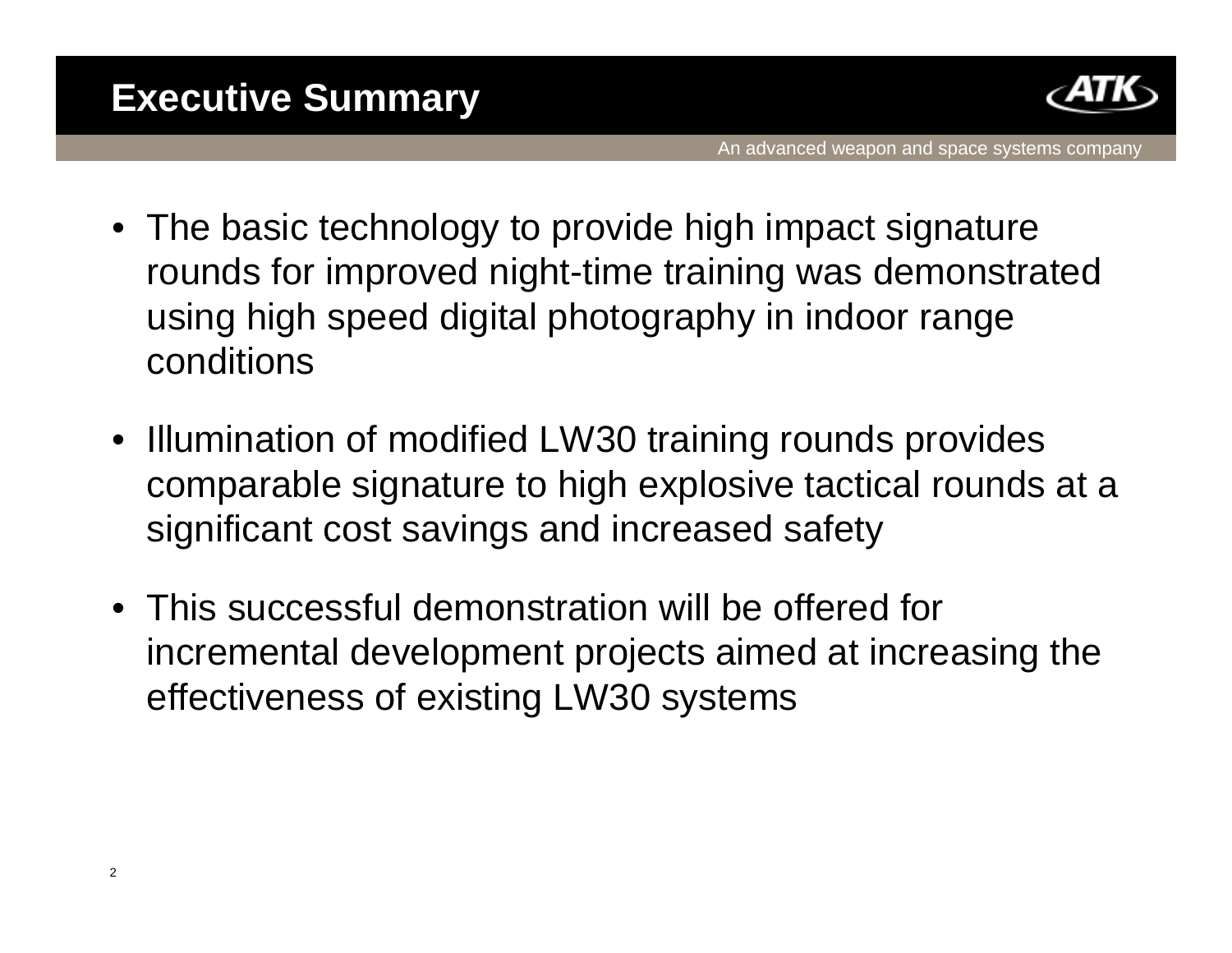# Executive Summary

- The basic technology to provide high impact signature rounds for improved night-time training was demonstrated using high speed digital photography in indoor range conditions
- Illumination of modified LW30 training rounds provides comparable signature to high explosive tactical rounds at a significant cost savings and increased safety
- This successful demonstration will be offered for incremental development projects aimed at increasing the effectiveness of existing LW30 systems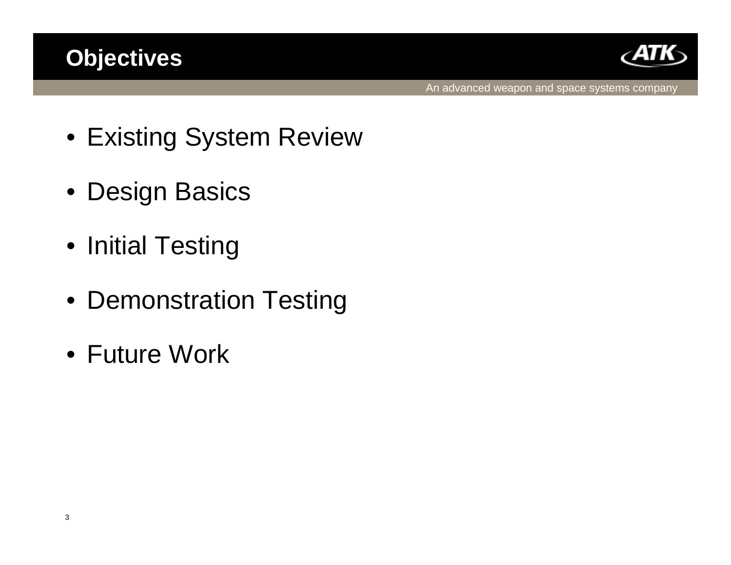# Objectives

- Existing System Review
- Design Basics
- Initial Testing
- Demonstration Testing
- Future Work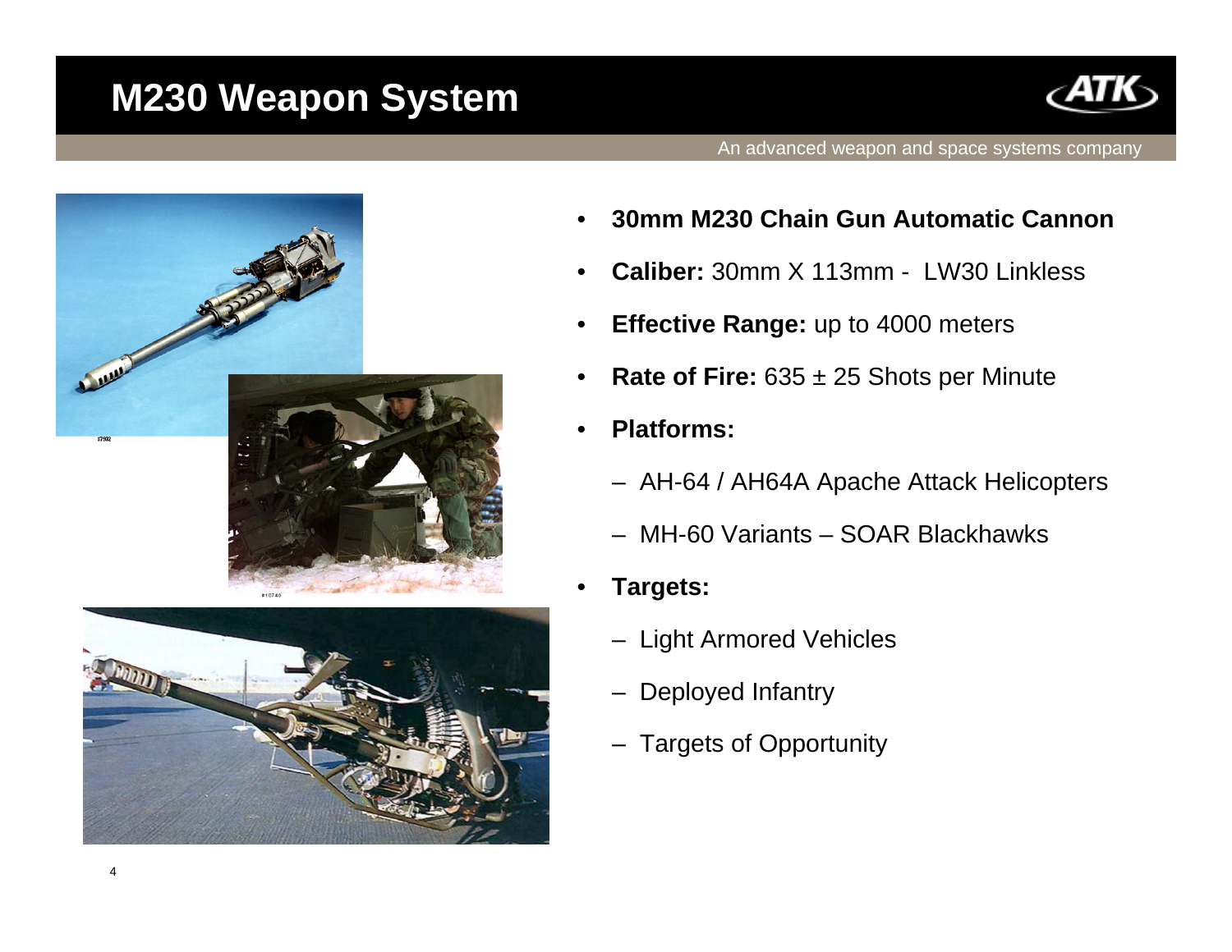# M230 Weapon System

- **30mm M230 Chain Gun Automatic Cannon**
- **Caliber:** 30mm X 113mm - LW30 Linkless
- **Effective Range:** up to 4000 meters
- **Rate of Fire:** 635 ± 25 Shots per Minute
- **Platforms:**
  - AH-64 / AH64A Apache Attack Helicopters
  - MH-60 Variants – SOAR Blackhawks
- **Targets:**
  - Light Armored Vehicles
  - Deployed Infantry
  - Targets of Opportunity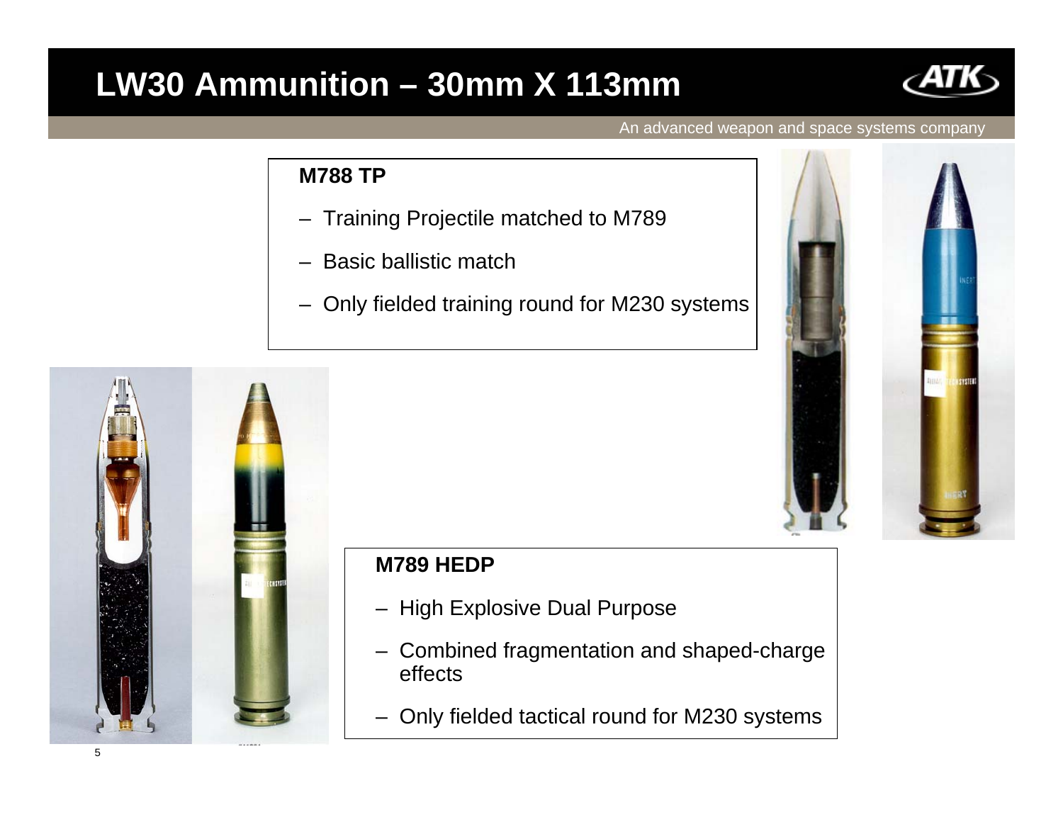# LW30 Ammunition – 30mm X 113mm

An advanced weapon and space systems company

**M788 TP**

- Training Projectile matched to M789
- Basic ballistic match
- Only fielded training round for M230 systems

**M789 HEDP**

- High Explosive Dual Purpose
- Combined fragmentation and shaped-charge effects
- Only fielded tactical round for M230 systems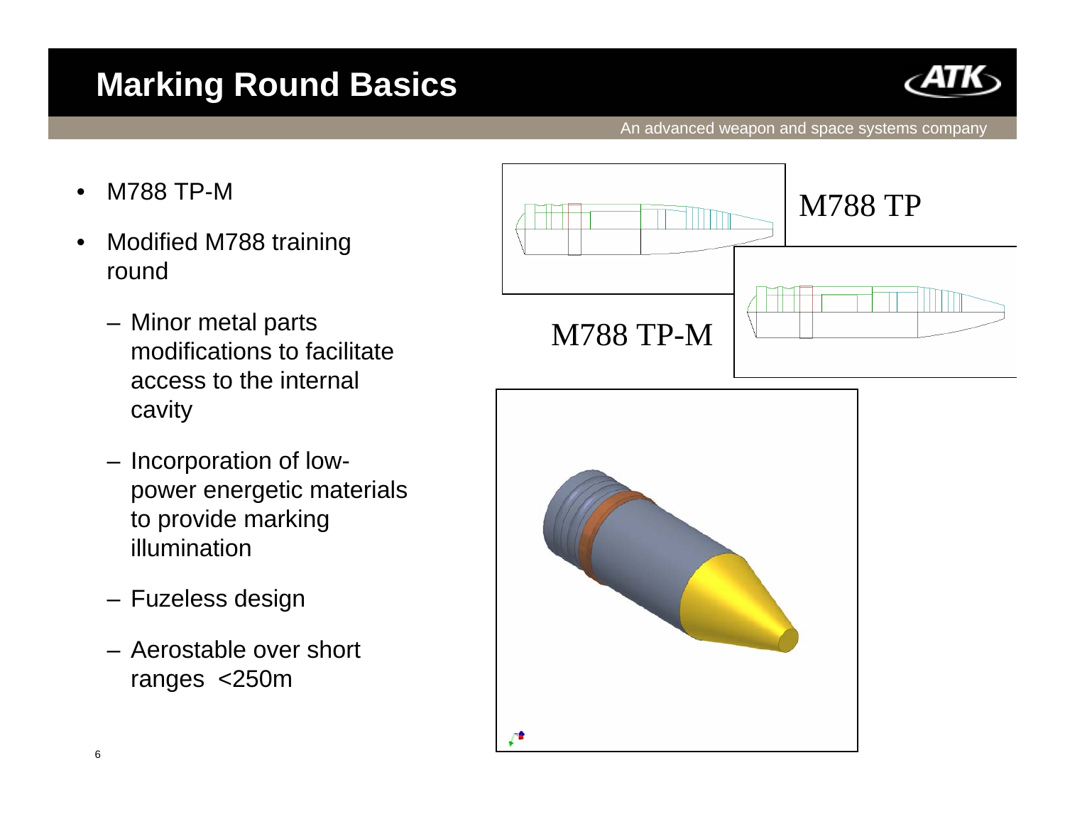# Marking Round Basics

- M788 TP-M
- Modified M788 training round
  - Minor metal parts modifications to facilitate access to the internal cavity
  - Incorporation of low-power energetic materials to provide marking illumination
  - Fuzeless design
  - Aerostable over short ranges <250m

M788 TP

M788 TP-M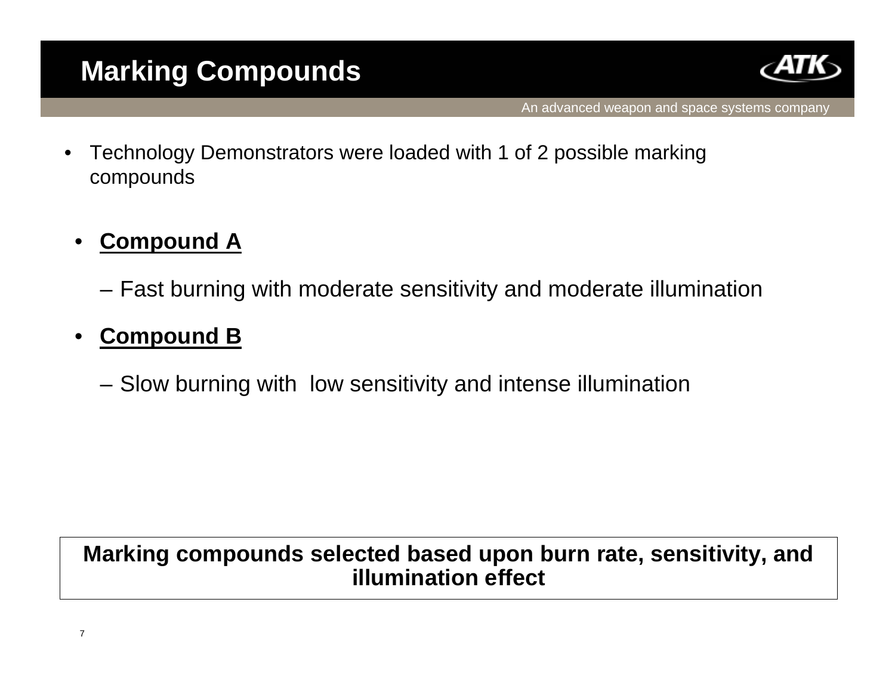# Marking Compounds

- Technology Demonstrators were loaded with 1 of 2 possible marking compounds

- **Compound A**
  - Fast burning with moderate sensitivity and moderate illumination

- **Compound B**
  - Slow burning with low sensitivity and intense illumination

**Marking compounds selected based upon burn rate, sensitivity, and illumination effect**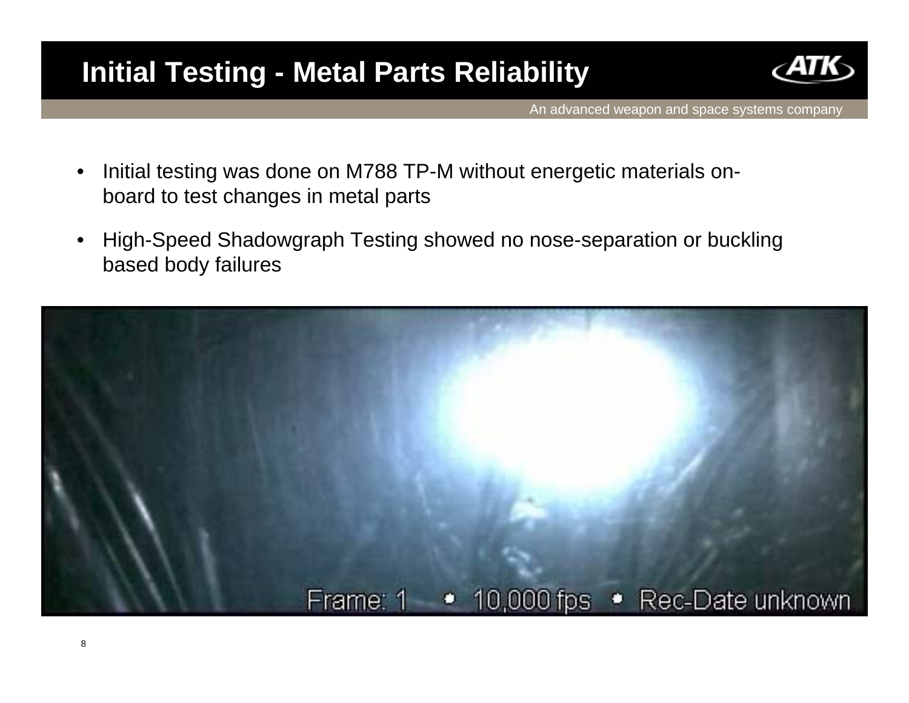# Initial Testing - Metal Parts Reliability

- Initial testing was done on M788 TP-M without energetic materials on-board to test changes in metal parts
- High-Speed Shadowgraph Testing showed no nose-separation or buckling based body failures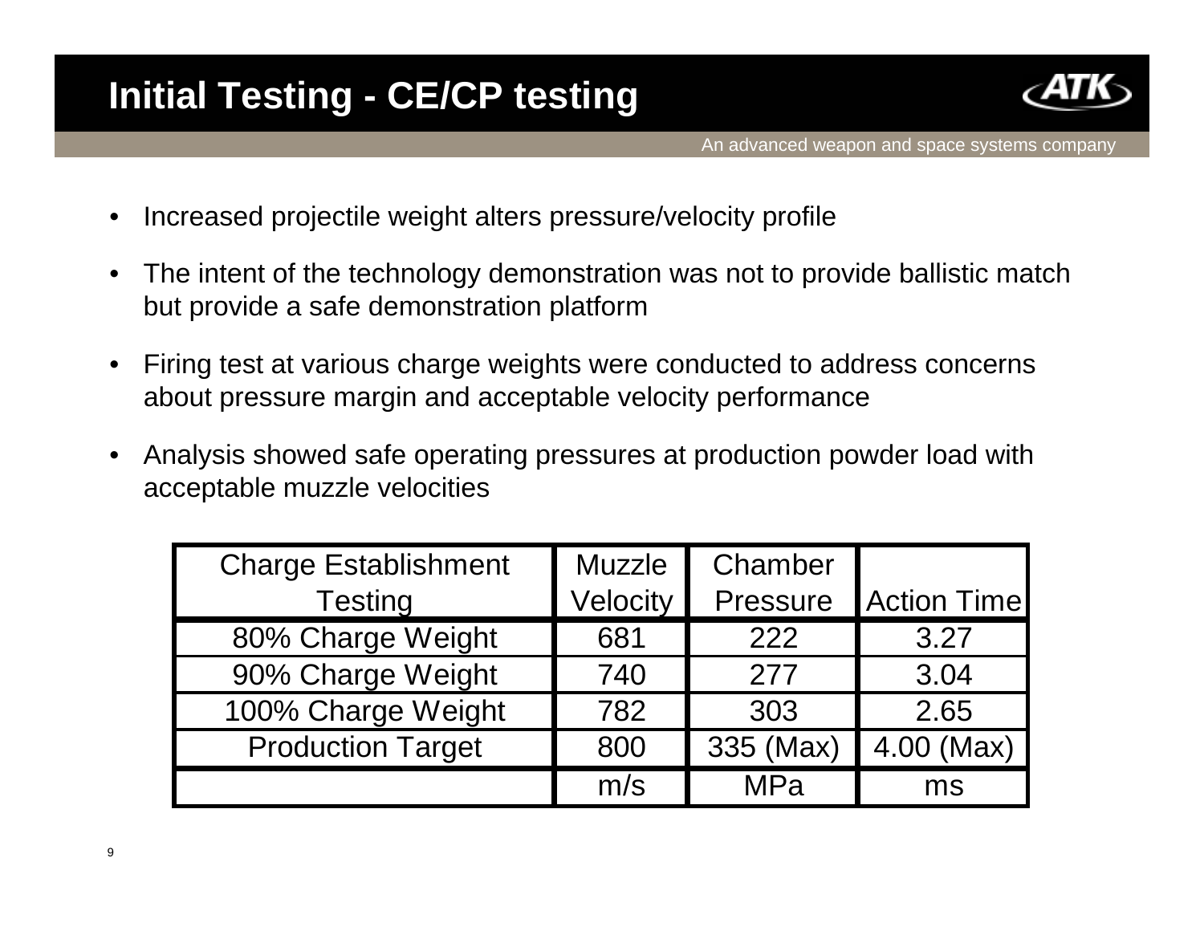# Initial Testing - CE/CP testing

- Increased projectile weight alters pressure/velocity profile
- The intent of the technology demonstration was not to provide ballistic match but provide a safe demonstration platform
- Firing test at various charge weights were conducted to address concerns about pressure margin and acceptable velocity performance
- Analysis showed safe operating pressures at production powder load with acceptable muzzle velocities

| Charge Establishment Testing | Muzzle Velocity | Chamber Pressure | Action Time |
| --- | --- | --- | --- |
| 80% Charge Weight | 681 | 222 | 3.27 |
| 90% Charge Weight | 740 | 277 | 3.04 |
| 100% Charge Weight | 782 | 303 | 2.65 |
| Production Target | 800 | 335 (Max) | 4.00 (Max) |
| | m/s | MPa | ms |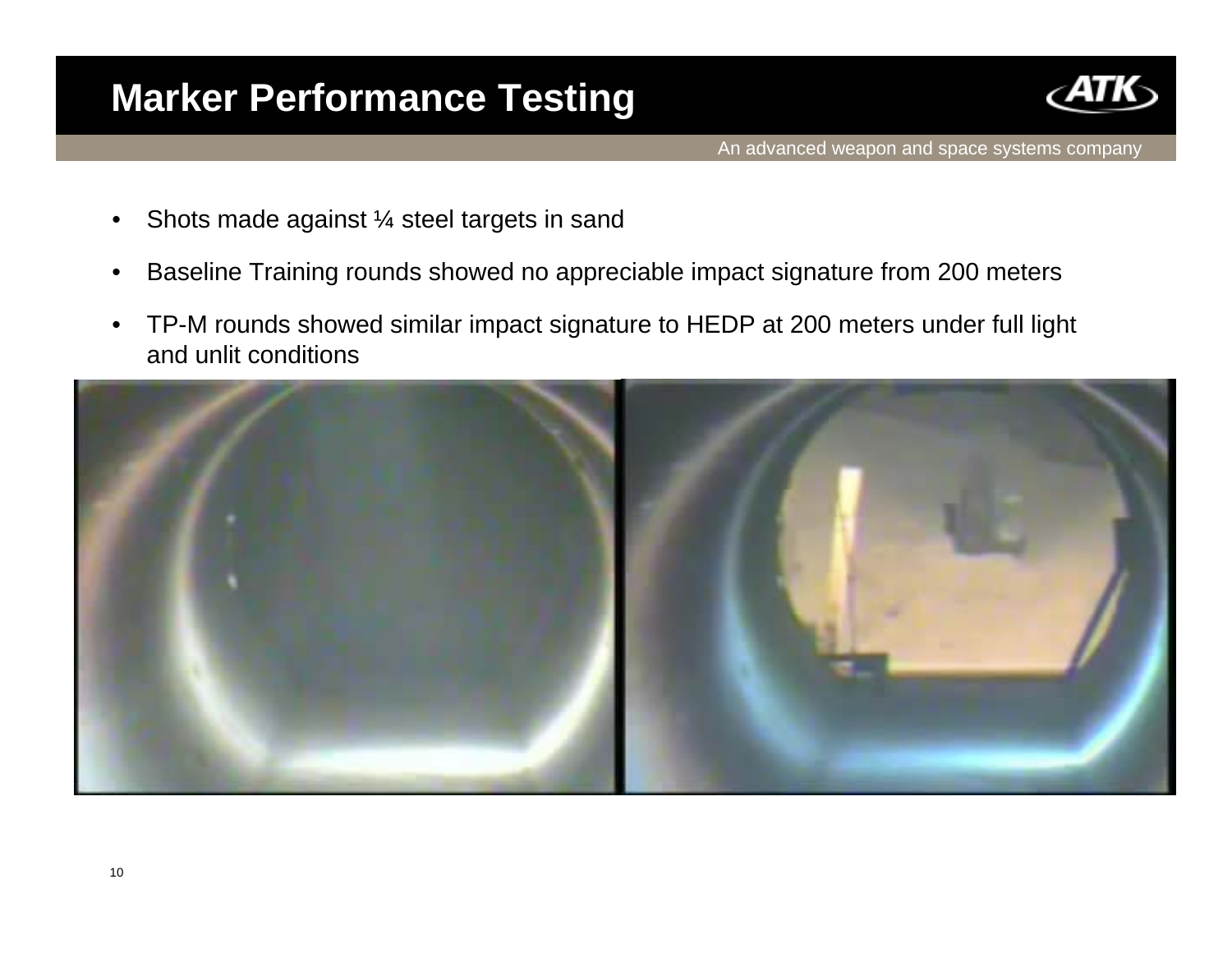# Marker Performance Testing

- Shots made against ¼ steel targets in sand
- Baseline Training rounds showed no appreciable impact signature from 200 meters
- TP-M rounds showed similar impact signature to HEDP at 200 meters under full light and unlit conditions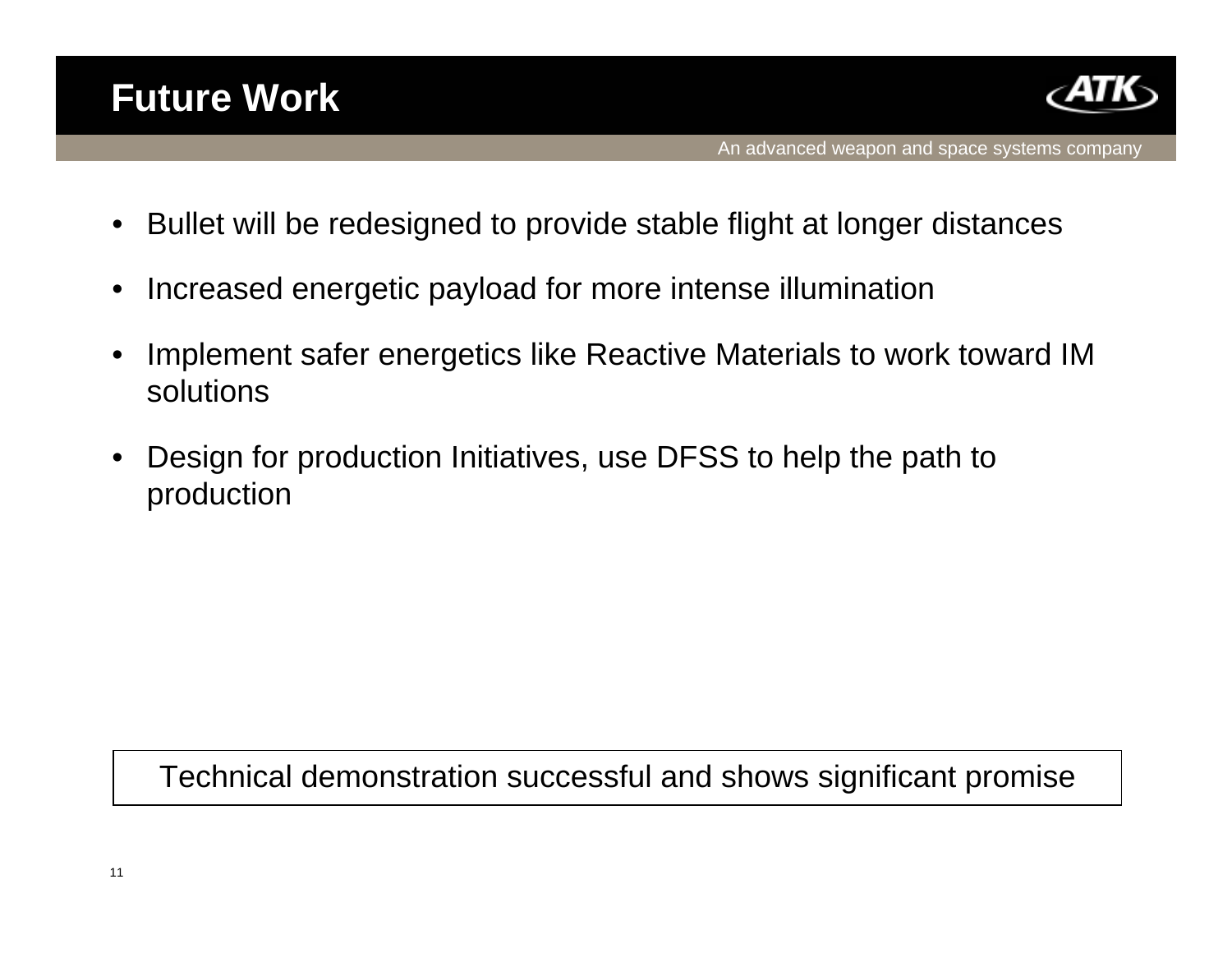# Future Work

An advanced weapon and space systems company

- Bullet will be redesigned to provide stable flight at longer distances
- Increased energetic payload for more intense illumination
- Implement safer energetics like Reactive Materials to work toward IM solutions
- Design for production Initiatives, use DFSS to help the path to production

Technical demonstration successful and shows significant promise